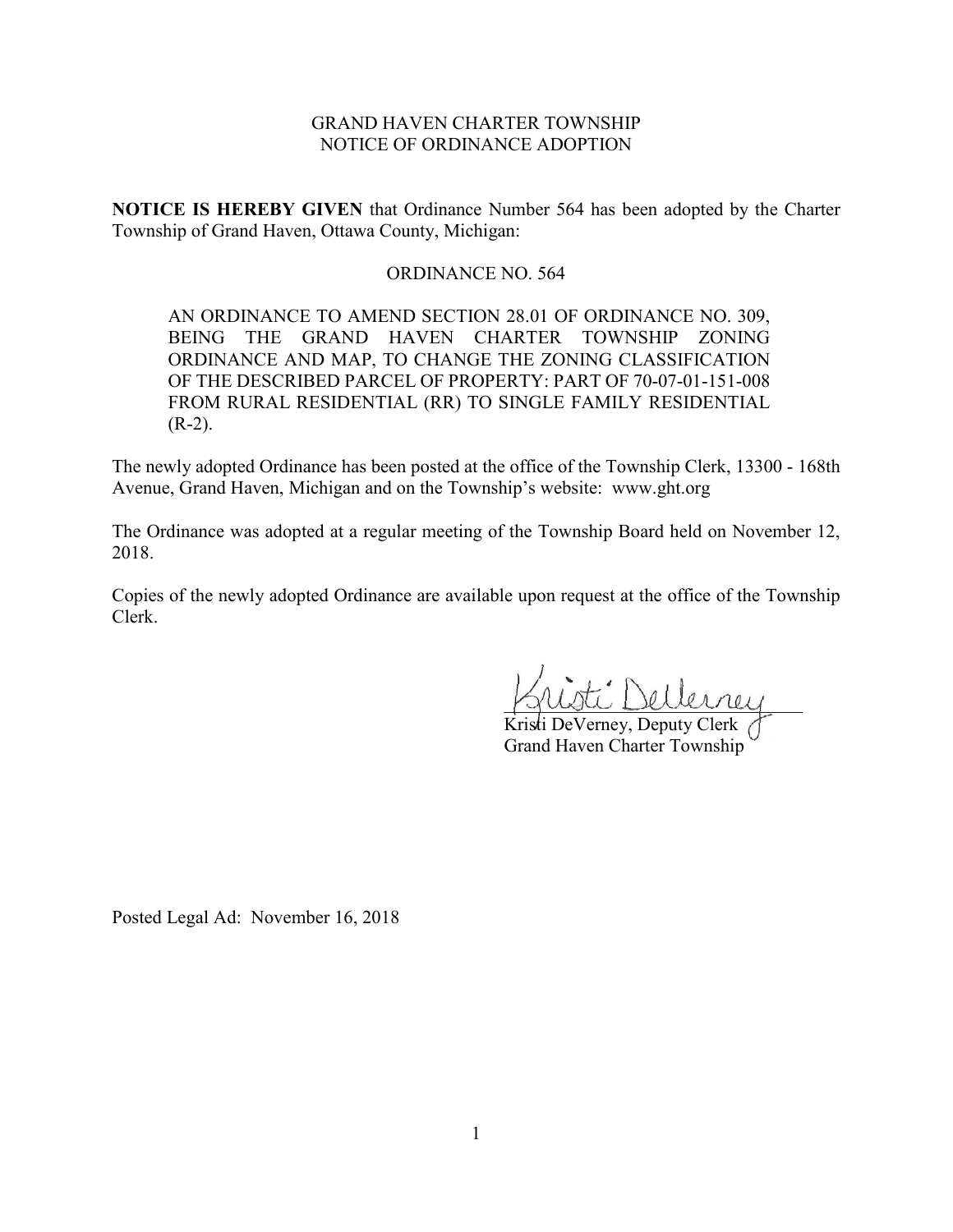# GRAND HAVEN CHARTER TOWNSHIP
## NOTICE OF ORDINANCE ADOPTION

**NOTICE IS HEREBY GIVEN** that Ordinance Number 564 has been adopted by the Charter Township of Grand Haven, Ottawa County, Michigan:

### ORDINANCE NO. 564

> AN ORDINANCE TO AMEND SECTION 28.01 OF ORDINANCE NO. 309, BEING THE GRAND HAVEN CHARTER TOWNSHIP ZONING ORDINANCE AND MAP, TO CHANGE THE ZONING CLASSIFICATION OF THE DESCRIBED PARCEL OF PROPERTY: PART OF 70-07-01-151-008 FROM RURAL RESIDENTIAL (RR) TO SINGLE FAMILY RESIDENTIAL (R-2).

The newly adopted Ordinance has been posted at the office of the Township Clerk, 13300 - 168th Avenue, Grand Haven, Michigan and on the Township's website: www.ght.org

The Ordinance was adopted at a regular meeting of the Township Board held on November 12, 2018.

Copies of the newly adopted Ordinance are available upon request at the office of the Township Clerk.

Kristi DeVerney, Deputy Clerk
Grand Haven Charter Township

Posted Legal Ad: November 16, 2018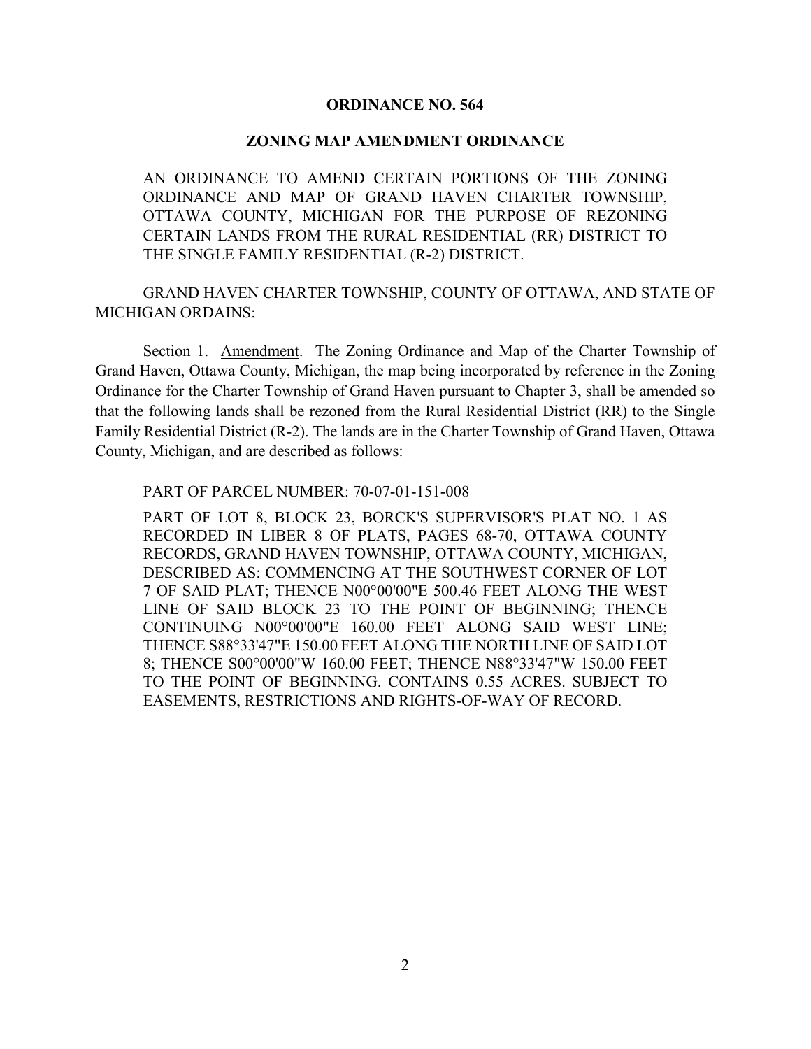# ORDINANCE NO. 564

## ZONING MAP AMENDMENT ORDINANCE

AN ORDINANCE TO AMEND CERTAIN PORTIONS OF THE ZONING ORDINANCE AND MAP OF GRAND HAVEN CHARTER TOWNSHIP, OTTAWA COUNTY, MICHIGAN FOR THE PURPOSE OF REZONING CERTAIN LANDS FROM THE RURAL RESIDENTIAL (RR) DISTRICT TO THE SINGLE FAMILY RESIDENTIAL (R-2) DISTRICT.

GRAND HAVEN CHARTER TOWNSHIP, COUNTY OF OTTAWA, AND STATE OF MICHIGAN ORDAINS:

Section 1. Amendment. The Zoning Ordinance and Map of the Charter Township of Grand Haven, Ottawa County, Michigan, the map being incorporated by reference in the Zoning Ordinance for the Charter Township of Grand Haven pursuant to Chapter 3, shall be amended so that the following lands shall be rezoned from the Rural Residential District (RR) to the Single Family Residential District (R-2). The lands are in the Charter Township of Grand Haven, Ottawa County, Michigan, and are described as follows:

PART OF PARCEL NUMBER: 70-07-01-151-008

PART OF LOT 8, BLOCK 23, BORCK'S SUPERVISOR'S PLAT NO. 1 AS RECORDED IN LIBER 8 OF PLATS, PAGES 68-70, OTTAWA COUNTY RECORDS, GRAND HAVEN TOWNSHIP, OTTAWA COUNTY, MICHIGAN, DESCRIBED AS: COMMENCING AT THE SOUTHWEST CORNER OF LOT 7 OF SAID PLAT; THENCE N00°00'00"E 500.46 FEET ALONG THE WEST LINE OF SAID BLOCK 23 TO THE POINT OF BEGINNING; THENCE CONTINUING N00°00'00"E 160.00 FEET ALONG SAID WEST LINE; THENCE S88°33'47"E 150.00 FEET ALONG THE NORTH LINE OF SAID LOT 8; THENCE S00°00'00"W 160.00 FEET; THENCE N88°33'47"W 150.00 FEET TO THE POINT OF BEGINNING. CONTAINS 0.55 ACRES. SUBJECT TO EASEMENTS, RESTRICTIONS AND RIGHTS-OF-WAY OF RECORD.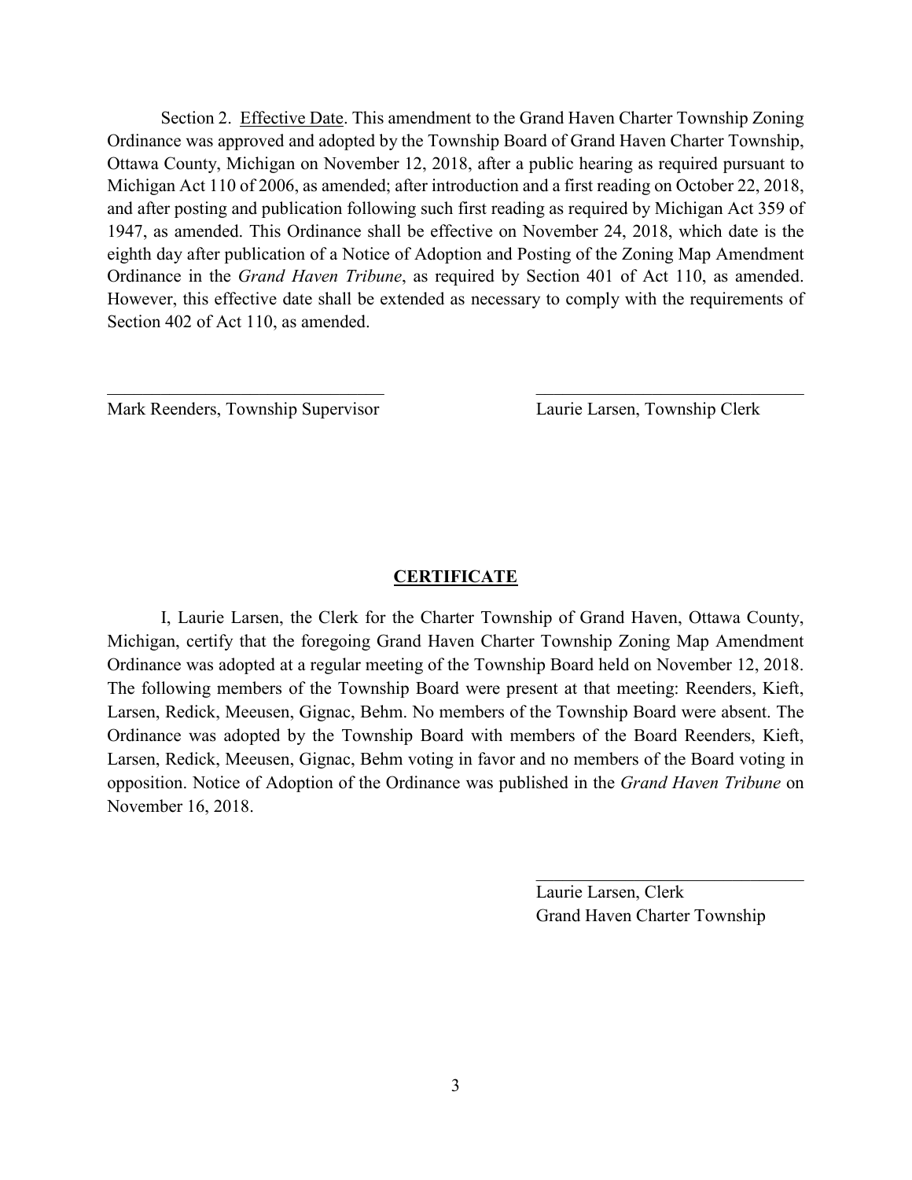Section 2. Effective Date. This amendment to the Grand Haven Charter Township Zoning Ordinance was approved and adopted by the Township Board of Grand Haven Charter Township, Ottawa County, Michigan on November 12, 2018, after a public hearing as required pursuant to Michigan Act 110 of 2006, as amended; after introduction and a first reading on October 22, 2018, and after posting and publication following such first reading as required by Michigan Act 359 of 1947, as amended. This Ordinance shall be effective on November 24, 2018, which date is the eighth day after publication of a Notice of Adoption and Posting of the Zoning Map Amendment Ordinance in the *Grand Haven Tribune*, as required by Section 401 of Act 110, as amended. However, this effective date shall be extended as necessary to comply with the requirements of Section 402 of Act 110, as amended.

\_\_\_\_\_\_\_\_\_\_\_\_\_\_\_\_\_\_\_\_\_\_\_\_\_\_\_\_\_\_\_\_
Mark Reenders, Township Supervisor

\_\_\_\_\_\_\_\_\_\_\_\_\_\_\_\_\_\_\_\_\_\_\_\_\_\_\_\_\_\_\_\_
Laurie Larsen, Township Clerk

## CERTIFICATE

I, Laurie Larsen, the Clerk for the Charter Township of Grand Haven, Ottawa County, Michigan, certify that the foregoing Grand Haven Charter Township Zoning Map Amendment Ordinance was adopted at a regular meeting of the Township Board held on November 12, 2018. The following members of the Township Board were present at that meeting: Reenders, Kieft, Larsen, Redick, Meeusen, Gignac, Behm. No members of the Township Board were absent. The Ordinance was adopted by the Township Board with members of the Board Reenders, Kieft, Larsen, Redick, Meeusen, Gignac, Behm voting in favor and no members of the Board voting in opposition. Notice of Adoption of the Ordinance was published in the *Grand Haven Tribune* on November 16, 2018.

\_\_\_\_\_\_\_\_\_\_\_\_\_\_\_\_\_\_\_\_\_\_\_\_\_\_\_\_\_\_\_\_
Laurie Larsen, Clerk
Grand Haven Charter Township